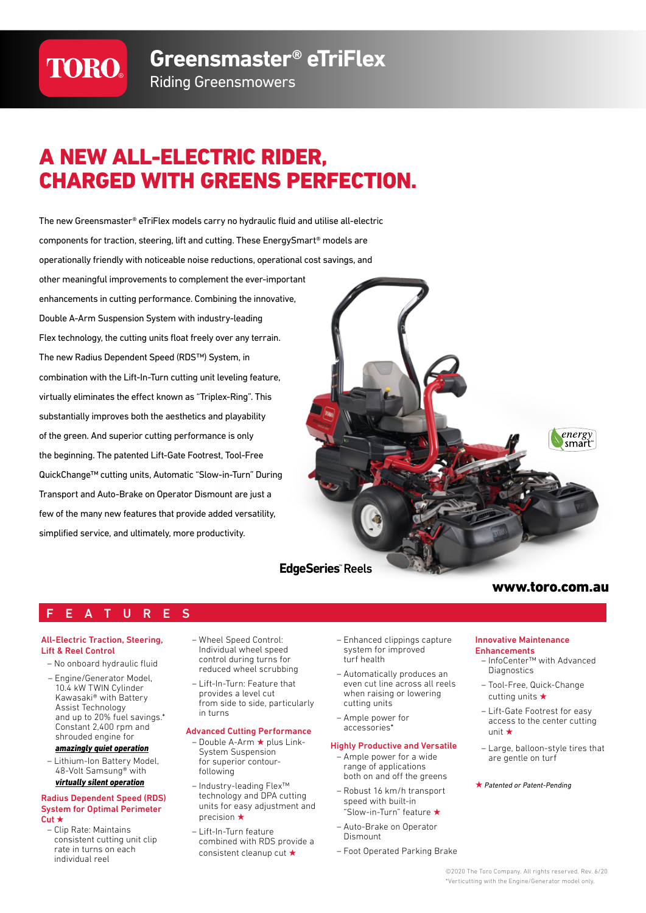# Greensmaster® eTriFlex

Riding Greensmowers

## A NEW ALL-ELECTRIC RIDER, CHARGED WITH GREENS PERFECTION.

The new Greensmaster® eTriFlex models carry no hydraulic fluid and utilise all-electric components for traction, steering, lift and cutting. These EnergySmart® models are operationally friendly with noticeable noise reductions, operational cost savings, and other meaningful improvements to complement the ever-important enhancements in cutting performance. Combining the innovative, Double A-Arm Suspension System with industry-leading Flex technology, the cutting units float freely over any terrain. The new Radius Dependent Speed (RDS™) System, in combination with the Lift-In-Turn cutting unit leveling feature, virtually eliminates the effect known as "Triplex-Ring". This substantially improves both the aesthetics and playability of the green. And superior cutting performance is only the beginning. The patented Lift-Gate Footrest, Tool-Free QuickChange™ cutting units, Automatic "Slow-in-Turn" During Transport and Auto-Brake on Operator Dismount are just a few of the many new features that provide added versatility, simplified service, and ultimately, more productivity.

EdgeSeries™ Reels

energy smart™

www.toro.com.au

## FEATURES

**All-Electric Traction, Steering, Lift & Reel Control**

- No onboard hydraulic fluid
- Engine/Generator Model, 10.4 kW TWIN Cylinder Kawasaki® with Battery Assist Technology and up to 20% fuel savings.* Constant 2,400 rpm and shrouded engine for ***amazingly quiet operation***
- Lithium-Ion Battery Model, 48-Volt Samsung® with ***virtually silent operation***

**Radius Dependent Speed (RDS) System for Optimal Perimeter Cut ★**

- Clip Rate: Maintains consistent cutting unit clip rate in turns on each individual reel
- Wheel Speed Control: Individual wheel speed control during turns for reduced wheel scrubbing
- Lift-In-Turn: Feature that provides a level cut from side to side, particularly in turns

**Advanced Cutting Performance**

- Double A-Arm ★ plus Link-System Suspension for superior contour-following
- Industry-leading Flex™ technology and DPA cutting units for easy adjustment and precision ★
- Lift-In-Turn feature combined with RDS provide a consistent cleanup cut ★
- Enhanced clippings capture system for improved turf health
- Automatically produces an even cut line across all reels when raising or lowering cutting units
- Ample power for accessories*

**Highly Productive and Versatile**

- Ample power for a wide range of applications both on and off the greens
- Robust 16 km/h transport speed with built-in "Slow-in-Turn" feature ★
- Auto-Brake on Operator Dismount
- Foot Operated Parking Brake

**Innovative Maintenance Enhancements**

- InfoCenter™ with Advanced Diagnostics
- Tool-Free, Quick-Change cutting units ★
- Lift-Gate Footrest for easy access to the center cutting unit ★
- Large, balloon-style tires that are gentle on turf

★ *Patented or Patent-Pending*

©2020 The Toro Company. All rights reserved. Rev. 6/20
*Verticutting with the Engine/Generator model only.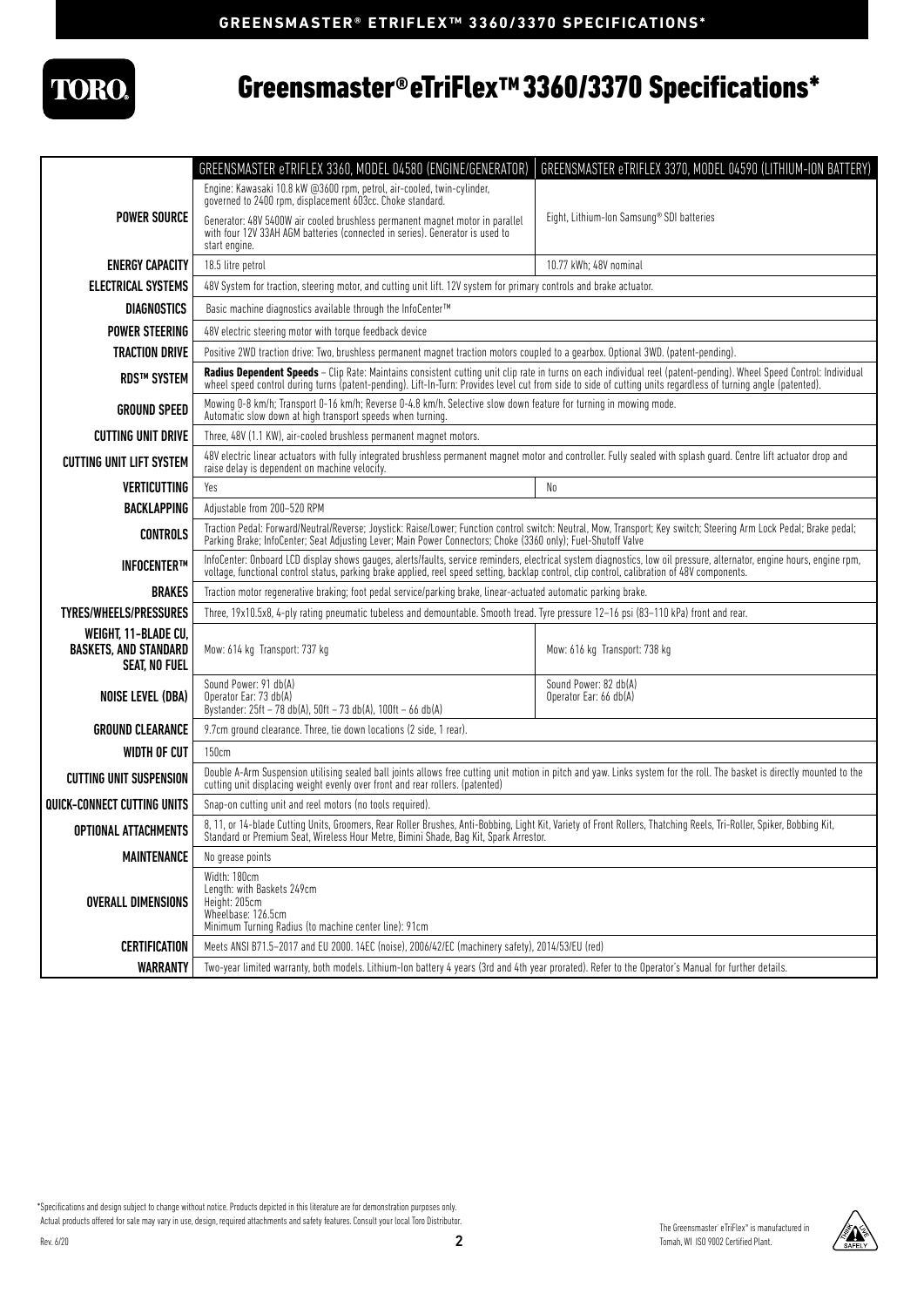# Greensmaster® eTriFlex™ 3360/3370 Specifications*

| | GREENSMASTER eTRIFLEX 3360, MODEL 04580 (ENGINE/GENERATOR) | GREENSMASTER eTRIFLEX 3370, MODEL 04590 (LITHIUM-ION BATTERY) |
|---|---|---|
| **POWER SOURCE** | Engine: Kawasaki 10.8 kW @3600 rpm, petrol, air-cooled, twin-cylinder, governed to 2400 rpm, displacement 603cc. Choke standard.<br>Generator: 48V 5400W air cooled brushless permanent magnet motor in parallel with four 12V 33AH AGM batteries (connected in series). Generator is used to start engine. | Eight, Lithium-Ion Samsung® SDI batteries |
| **ENERGY CAPACITY** | 18.5 litre petrol | 10.77 kWh; 48V nominal |
| **ELECTRICAL SYSTEMS** | 48V System for traction, steering motor, and cutting unit lift. 12V system for primary controls and brake actuator. | |
| **DIAGNOSTICS** | Basic machine diagnostics available through the InfoCenter™ | |
| **POWER STEERING** | 48V electric steering motor with torque feedback device | |
| **TRACTION DRIVE** | Positive 2WD traction drive: Two, brushless permanent magnet traction motors coupled to a gearbox. Optional 3WD. (patent-pending). | |
| **RDS™ SYSTEM** | **Radius Dependent Speeds** – Clip Rate: Maintains consistent cutting unit clip rate in turns on each individual reel (patent-pending). Wheel Speed Control: Individual wheel speed control during turns (patent-pending). Lift-In-Turn: Provides level cut from side to side of cutting units regardless of turning angle (patented). | |
| **GROUND SPEED** | Mowing 0-8 km/h; Transport 0-16 km/h; Reverse 0-4.8 km/h. Selective slow down feature for turning in mowing mode. Automatic slow down at high transport speeds when turning. | |
| **CUTTING UNIT DRIVE** | Three, 48V (1.1 KW), air-cooled brushless permanent magnet motors. | |
| **CUTTING UNIT LIFT SYSTEM** | 48V electric linear actuators with fully integrated brushless permanent magnet motor and controller. Fully sealed with splash guard. Centre lift actuator drop and raise delay is dependent on machine velocity. | |
| **VERTICUTTING** | Yes | No |
| **BACKLAPPING** | Adjustable from 200–520 RPM | |
| **CONTROLS** | Traction Pedal: Forward/Neutral/Reverse; Joystick: Raise/Lower; Function control switch: Neutral, Mow, Transport; Key switch; Steering Arm Lock Pedal; Brake pedal; Parking Brake; InfoCenter; Seat Adjusting Lever; Main Power Connectors; Choke (3360 only); Fuel-Shutoff Valve | |
| **INFOCENTER™** | InfoCenter: Onboard LCD display shows gauges, alerts/faults, service reminders, electrical system diagnostics, low oil pressure, alternator, engine hours, engine rpm, voltage, functional control status, parking brake applied, reel speed setting, backlap control, clip control, calibration of 48V components. | |
| **BRAKES** | Traction motor regenerative braking; foot pedal service/parking brake, linear-actuated automatic parking brake. | |
| **TYRES/WHEELS/PRESSURES** | Three, 19x10.5x8, 4-ply rating pneumatic tubeless and demountable. Smooth tread. Tyre pressure 12–16 psi (83–110 kPa) front and rear. | |
| **WEIGHT, 11-BLADE CU, BASKETS, AND STANDARD SEAT, NO FUEL** | Mow: 614 kg Transport: 737 kg | Mow: 616 kg Transport: 738 kg |
| **NOISE LEVEL (DBA)** | Sound Power: 91 db(A)<br>Operator Ear: 73 db(A)<br>Bystander: 25ft – 78 db(A), 50ft – 73 db(A), 100ft – 66 db(A) | Sound Power: 82 db(A)<br>Operator Ear: 66 db(A) |
| **GROUND CLEARANCE** | 9.7cm ground clearance. Three, tie down locations (2 side, 1 rear). | |
| **WIDTH OF CUT** | 150cm | |
| **CUTTING UNIT SUSPENSION** | Double A-Arm Suspension utilising sealed ball joints allows free cutting unit motion in pitch and yaw. Links system for the roll. The basket is directly mounted to the cutting unit displacing weight evenly over front and rear rollers. (patented) | |
| **QUICK-CONNECT CUTTING UNITS** | Snap-on cutting unit and reel motors (no tools required). | |
| **OPTIONAL ATTACHMENTS** | 8, 11, or 14-blade Cutting Units, Groomers, Rear Roller Brushes, Anti-Bobbing, Light Kit, Variety of Front Rollers, Thatching Reels, Tri-Roller, Spiker, Bobbing Kit, Standard or Premium Seat, Wireless Hour Metre, Bimini Shade, Bag Kit, Spark Arrestor. | |
| **MAINTENANCE** | No grease points | |
| **OVERALL DIMENSIONS** | Width: 180cm<br>Length: with Baskets 249cm<br>Height: 205cm<br>Wheelbase: 126.5cm<br>Minimum Turning Radius (to machine center line): 91cm | |
| **CERTIFICATION** | Meets ANSI B71.5–2017 and EU 2000. 14EC (noise), 2006/42/EC (machinery safety), 2014/53/EU (red) | |
| **WARRANTY** | Two-year limited warranty, both models. Lithium-Ion battery 4 years (3rd and 4th year prorated). Refer to the Operator's Manual for further details. | |

*Specifications and design subject to change without notice. Products depicted in this literature are for demonstration purposes only. Actual products offered for sale may vary in use, design, required attachments and safety features. Consult your local Toro Distributor.

Rev. 6/20

The Greensmaster® eTriFlex™ is manufactured in Tomah, WI ISO 9002 Certified Plant.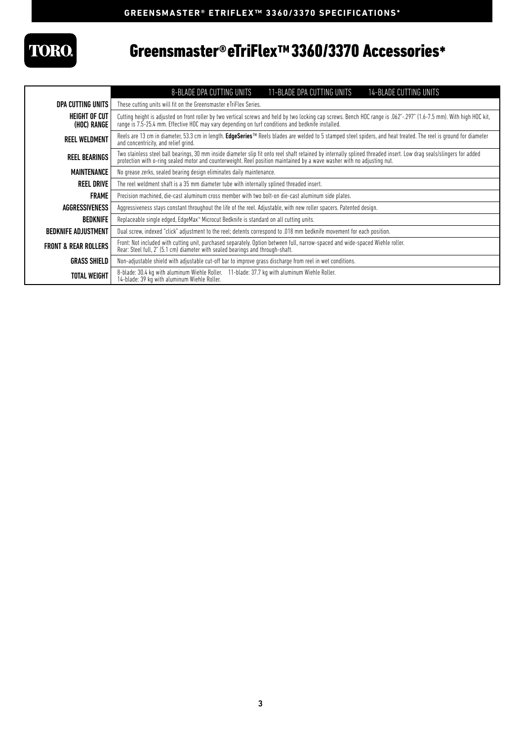# Greensmaster® eTriFlex™ 3360/3370 Accessories*

| | 8-BLADE DPA CUTTING UNITS 11-BLADE DPA CUTTING UNITS 14-BLADE CUTTING UNITS |
|---|---|
| **DPA CUTTING UNITS** | These cutting units will fit on the Greensmaster eTriFlex Series. |
| **HEIGHT OF CUT (HOC) RANGE** | Cutting height is adjusted on front roller by two vertical screws and held by two locking cap screws. Bench HOC range is .062"-.297" (1.6-7.5 mm). With high HOC kit, range is 7.5-25.4 mm. Effective HOC may vary depending on turf conditions and bedknife installed. |
| **REEL WELDMENT** | Reels are 13 cm in diameter, 53.3 cm in length. **EdgeSeries**™ Reels blades are welded to 5 stamped steel spiders, and heat treated. The reel is ground for diameter and concentricity, and relief grind. |
| **REEL BEARINGS** | Two stainless steel ball bearings, 30 mm inside diameter slip fit onto reel shaft retained by internally splined threaded insert. Low drag seals/slingers for added protection with o-ring sealed motor and counterweight. Reel position maintained by a wave washer with no adjusting nut. |
| **MAINTENANCE** | No grease zerks, sealed bearing design eliminates daily maintenance. |
| **REEL DRIVE** | The reel weldment shaft is a 35 mm diameter tube with internally splined threaded insert. |
| **FRAME** | Precision machined, die-cast aluminum cross member with two bolt-on die-cast aluminum side plates. |
| **AGGRESSIVENESS** | Aggressiveness stays constant throughout the life of the reel. Adjustable, with new roller spacers. Patented design. |
| **BEDKNIFE** | Replaceable single edged, EdgeMax™ Microcut Bedknife is standard on all cutting units. |
| **BEDKNIFE ADJUSTMENT** | Dual screw, indexed "click" adjustment to the reel; detents correspond to .018 mm bedknife movement for each position. |
| **FRONT & REAR ROLLERS** | Front: Not included with cutting unit, purchased separately. Option between full, narrow-spaced and wide-spaced Wiehle roller.<br>Rear: Steel full, 2" (5.1 cm) diameter with sealed bearings and through-shaft. |
| **GRASS SHIELD** | Non-adjustable shield with adjustable cut-off bar to improve grass discharge from reel in wet conditions. |
| **TOTAL WEIGHT** | 8-blade: 30.4 kg with aluminum Wiehle Roller. 11-blade: 37.7 kg with aluminum Wiehle Roller.<br>14-blade: 39 kg with aluminum Wiehle Roller. |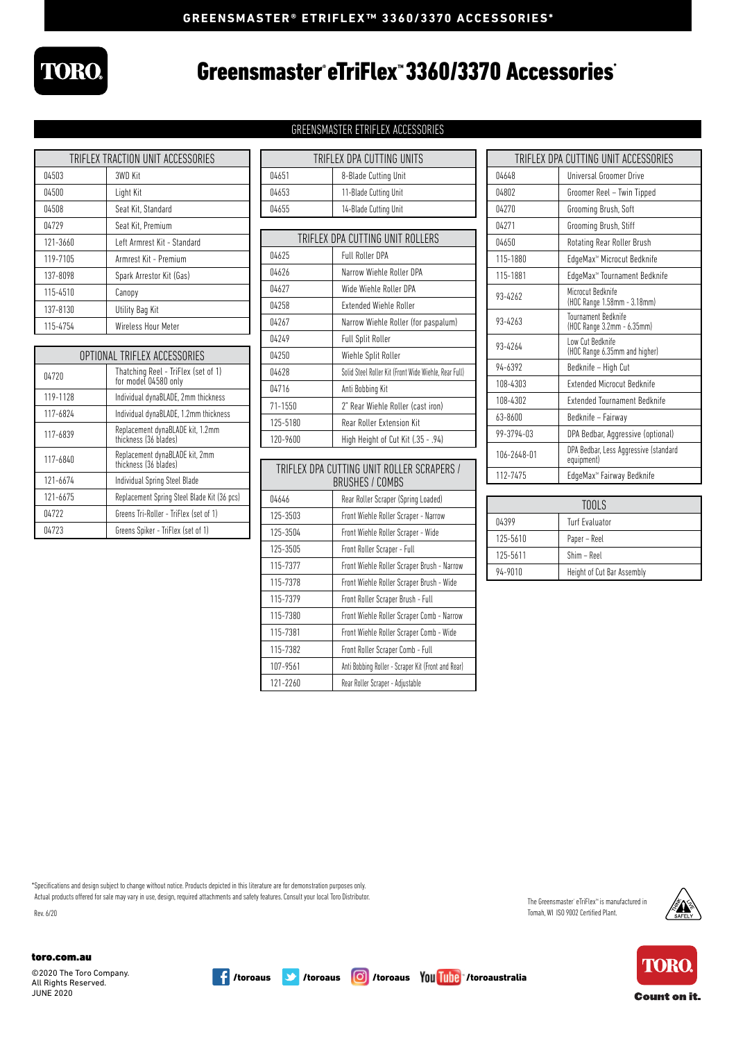# Greensmaster® eTriFlex™ 3360/3370 Accessories*

## GREENSMASTER ETRIFLEX ACCESSORIES

| TRIFLEX TRACTION UNIT ACCESSORIES | |
|---|---|
| 04503 | 3WD Kit |
| 04500 | Light Kit |
| 04508 | Seat Kit, Standard |
| 04729 | Seat Kit, Premium |
| 121-3660 | Left Armrest Kit - Standard |
| 119-7105 | Armrest Kit - Premium |
| 137-8098 | Spark Arrestor Kit (Gas) |
| 115-4510 | Canopy |
| 137-8130 | Utility Bag Kit |
| 115-4754 | Wireless Hour Meter |

| OPTIONAL TRIFLEX ACCESSORIES | |
|---|---|
| 04720 | Thatching Reel - TriFlex (set of 1) for model 04580 only |
| 119-1128 | Individual dynaBLADE, 2mm thickness |
| 117-6824 | Individual dynaBLADE, 1.2mm thickness |
| 117-6839 | Replacement dynaBLADE kit, 1.2mm thickness (36 blades) |
| 117-6840 | Replacement dynaBLADE kit, 2mm thickness (36 blades) |
| 121-6674 | Individual Spring Steel Blade |
| 121-6675 | Replacement Spring Steel Blade Kit (36 pcs) |
| 04722 | Greens Tri-Roller - TriFlex (set of 1) |
| 04723 | Greens Spiker - TriFlex (set of 1) |

| TRIFLEX DPA CUTTING UNITS | |
|---|---|
| 04651 | 8-Blade Cutting Unit |
| 04653 | 11-Blade Cutting Unit |
| 04655 | 14-Blade Cutting Unit |

| TRIFLEX DPA CUTTING UNIT ROLLERS | |
|---|---|
| 04625 | Full Roller DPA |
| 04626 | Narrow Wiehle Roller DPA |
| 04627 | Wide Wiehle Roller DPA |
| 04258 | Extended Wiehle Roller |
| 04267 | Narrow Wiehle Roller (for paspalum) |
| 04249 | Full Split Roller |
| 04250 | Wiehle Split Roller |
| 04628 | Solid Steel Roller Kit (Front Wide Wiehle, Rear Full) |
| 04716 | Anti Bobbing Kit |
| 71-1550 | 2" Rear Wiehle Roller (cast iron) |
| 125-5180 | Rear Roller Extension Kit |
| 120-9600 | High Height of Cut Kit (.35 - .94) |

| TRIFLEX DPA CUTTING UNIT ROLLER SCRAPERS / BRUSHES / COMBS | |
|---|---|
| 04646 | Rear Roller Scraper (Spring Loaded) |
| 125-3503 | Front Wiehle Roller Scraper - Narrow |
| 125-3504 | Front Wiehle Roller Scraper - Wide |
| 125-3505 | Front Roller Scraper - Full |
| 115-7377 | Front Wiehle Roller Scraper Brush - Narrow |
| 115-7378 | Front Wiehle Roller Scraper Brush - Wide |
| 115-7379 | Front Roller Scraper Brush - Full |
| 115-7380 | Front Wiehle Roller Scraper Comb - Narrow |
| 115-7381 | Front Wiehle Roller Scraper Comb - Wide |
| 115-7382 | Front Roller Scraper Comb - Full |
| 107-9561 | Anti Bobbing Roller - Scraper Kit (Front and Rear) |
| 121-2260 | Rear Roller Scraper - Adjustable |

| TRIFLEX DPA CUTTING UNIT ACCESSORIES | |
|---|---|
| 04648 | Universal Groomer Drive |
| 04802 | Groomer Reel – Twin Tipped |
| 04270 | Grooming Brush, Soft |
| 04271 | Grooming Brush, Stiff |
| 04650 | Rotating Rear Roller Brush |
| 115-1880 | EdgeMax™ Microcut Bedknife |
| 115-1881 | EdgeMax™ Tournament Bedknife |
| 93-4262 | Microcut Bedknife (HOC Range 1.58mm - 3.18mm) |
| 93-4263 | Tournament Bedknife (HOC Range 3.2mm - 6.35mm) |
| 93-4264 | Low Cut Bedknife (HOC Range 6.35mm and higher) |
| 94-6392 | Bedknife – High Cut |
| 108-4303 | Extended Microcut Bedknife |
| 108-4302 | Extended Tournament Bedknife |
| 63-8600 | Bedknife – Fairway |
| 99-3794-03 | DPA Bedbar, Aggressive (optional) |
| 106-2648-01 | DPA Bedbar, Less Aggressive (standard equipment) |
| 112-7475 | EdgeMax™ Fairway Bedknife |

| TOOLS | |
|---|---|
| 04399 | Turf Evaluator |
| 125-5610 | Paper – Reel |
| 125-5611 | Shim – Reel |
| 94-9010 | Height of Cut Bar Assembly |

*Specifications and design subject to change without notice. Products depicted in this literature are for demonstration purposes only. Actual products offered for sale may vary in use, design, required attachments and safety features. Consult your local Toro Distributor.

Rev. 6/20

The Greensmaster® eTriFlex™ is manufactured in Tomah, WI ISO 9002 Certified Plant.

**toro.com.au**

©2020 The Toro Company.
All Rights Reserved.
JUNE 2020

/toroaus /toroaus /toroaus /toroaustralia

Count on it.